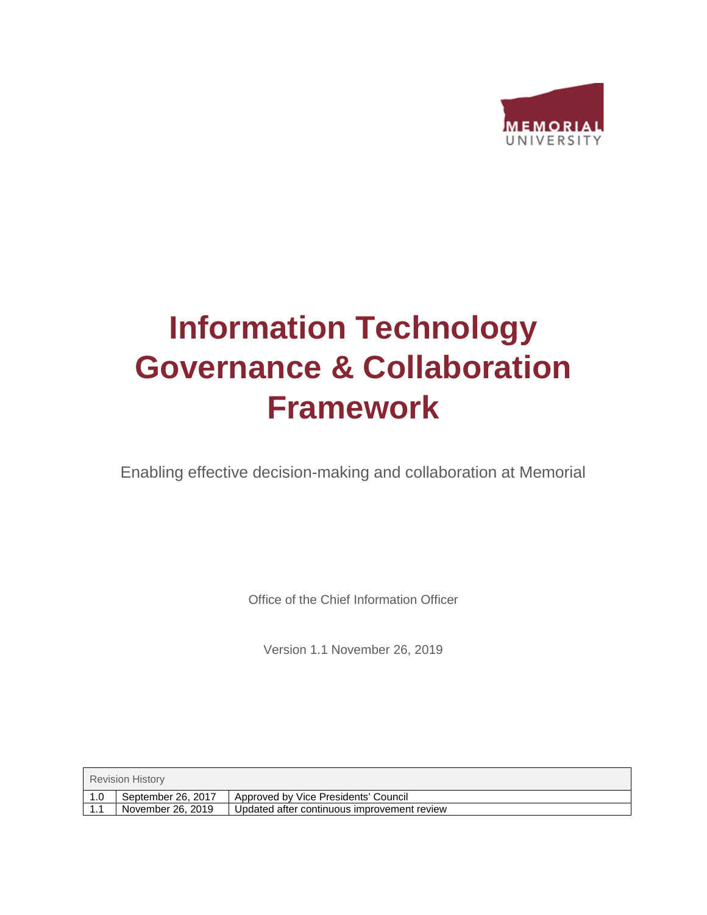MEMORIAL UNIVERSITY

# Information Technology Governance & Collaboration Framework

Enabling effective decision-making and collaboration at Memorial

Office of the Chief Information Officer

Version 1.1 November 26, 2019

| Revision History | | |
|---|---|---|
| 1.0 | September 26, 2017 | Approved by Vice Presidents' Council |
| 1.1 | November 26, 2019 | Updated after continuous improvement review |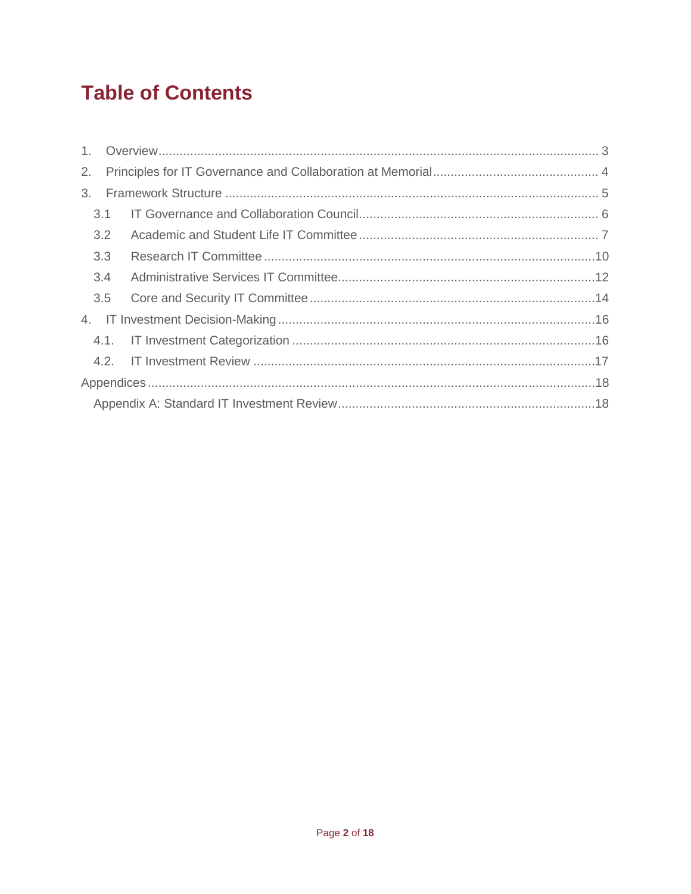# Table of Contents

1. Overview ... 3
2. Principles for IT Governance and Collaboration at Memorial ... 4
3. Framework Structure ... 5
   - 3.1 IT Governance and Collaboration Council ... 6
   - 3.2 Academic and Student Life IT Committee ... 7
   - 3.3 Research IT Committee ... 10
   - 3.4 Administrative Services IT Committee ... 12
   - 3.5 Core and Security IT Committee ... 14
4. IT Investment Decision-Making ... 16
   - 4.1. IT Investment Categorization ... 16
   - 4.2. IT Investment Review ... 17

Appendices ... 18

- Appendix A: Standard IT Investment Review ... 18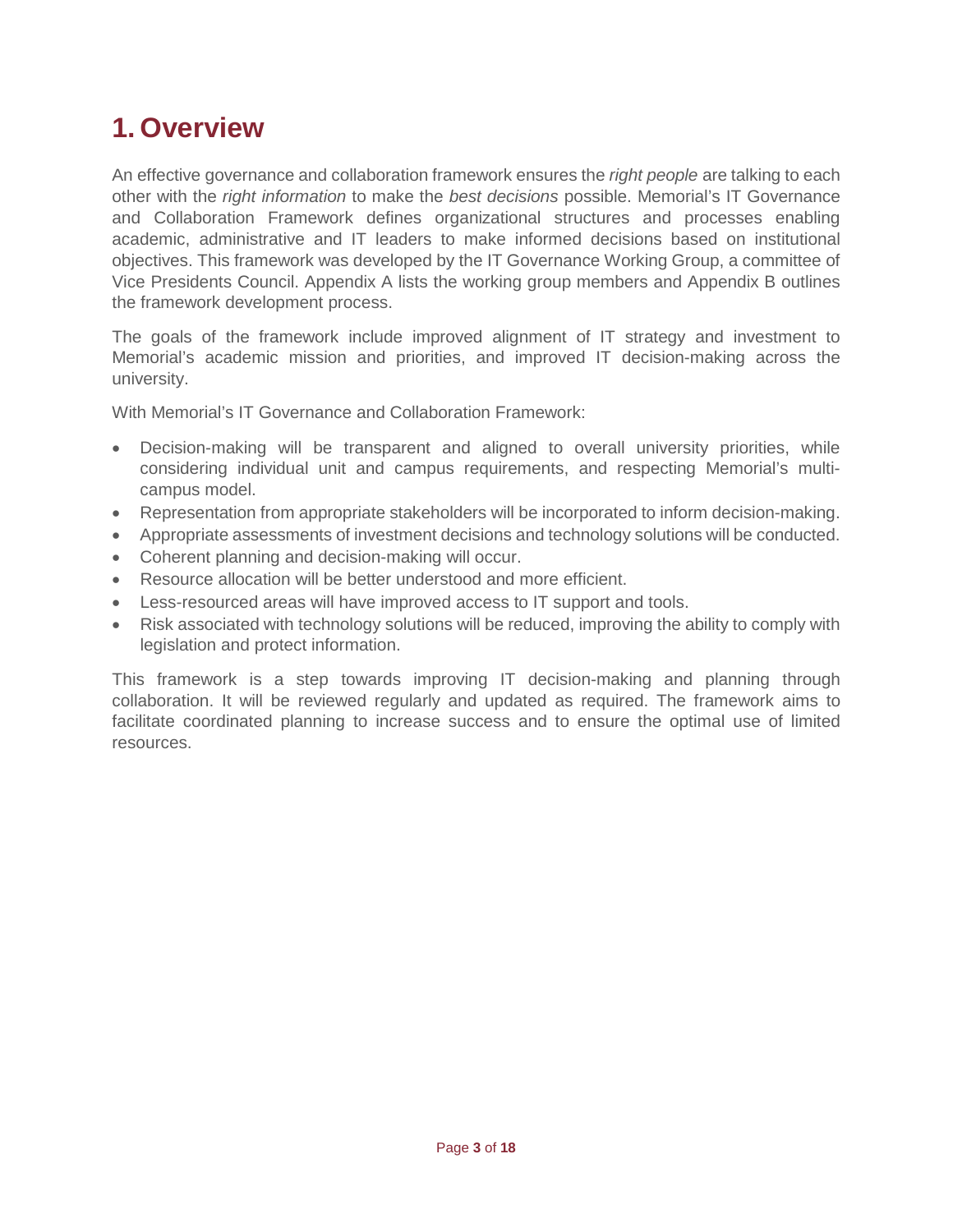# 1. Overview

An effective governance and collaboration framework ensures the *right people* are talking to each other with the *right information* to make the *best decisions* possible. Memorial's IT Governance and Collaboration Framework defines organizational structures and processes enabling academic, administrative and IT leaders to make informed decisions based on institutional objectives. This framework was developed by the IT Governance Working Group, a committee of Vice Presidents Council. Appendix A lists the working group members and Appendix B outlines the framework development process.

The goals of the framework include improved alignment of IT strategy and investment to Memorial's academic mission and priorities, and improved IT decision-making across the university.

With Memorial's IT Governance and Collaboration Framework:

- Decision-making will be transparent and aligned to overall university priorities, while considering individual unit and campus requirements, and respecting Memorial's multi-campus model.
- Representation from appropriate stakeholders will be incorporated to inform decision-making.
- Appropriate assessments of investment decisions and technology solutions will be conducted.
- Coherent planning and decision-making will occur.
- Resource allocation will be better understood and more efficient.
- Less-resourced areas will have improved access to IT support and tools.
- Risk associated with technology solutions will be reduced, improving the ability to comply with legislation and protect information.

This framework is a step towards improving IT decision-making and planning through collaboration. It will be reviewed regularly and updated as required. The framework aims to facilitate coordinated planning to increase success and to ensure the optimal use of limited resources.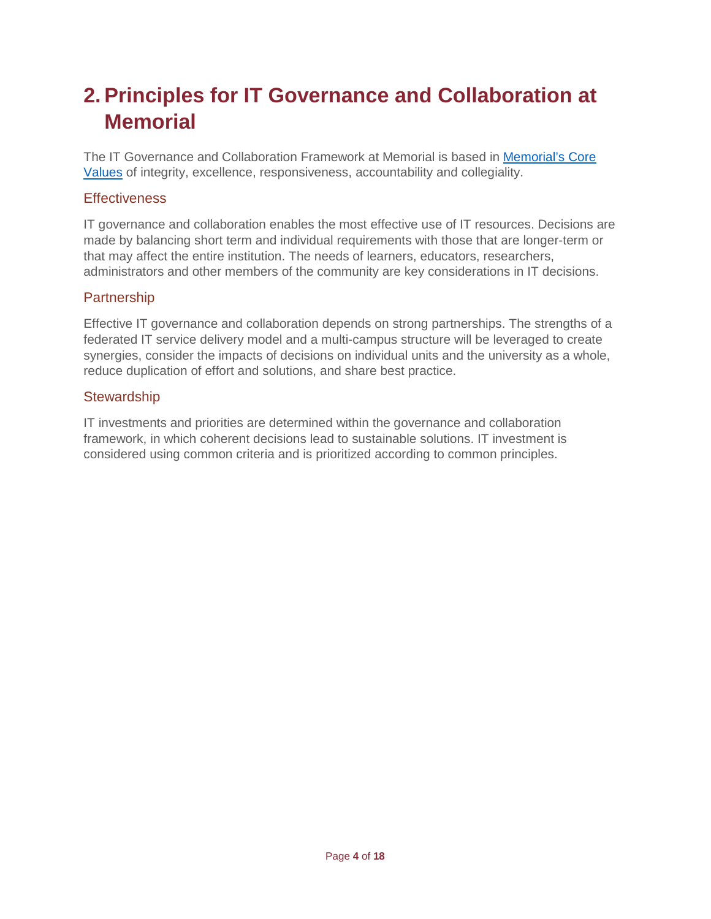# 2. Principles for IT Governance and Collaboration at Memorial

The IT Governance and Collaboration Framework at Memorial is based in [Memorial's Core Values] of integrity, excellence, responsiveness, accountability and collegiality.

## Effectiveness

IT governance and collaboration enables the most effective use of IT resources. Decisions are made by balancing short term and individual requirements with those that are longer-term or that may affect the entire institution. The needs of learners, educators, researchers, administrators and other members of the community are key considerations in IT decisions.

## Partnership

Effective IT governance and collaboration depends on strong partnerships. The strengths of a federated IT service delivery model and a multi-campus structure will be leveraged to create synergies, consider the impacts of decisions on individual units and the university as a whole, reduce duplication of effort and solutions, and share best practice.

## Stewardship

IT investments and priorities are determined within the governance and collaboration framework, in which coherent decisions lead to sustainable solutions. IT investment is considered using common criteria and is prioritized according to common principles.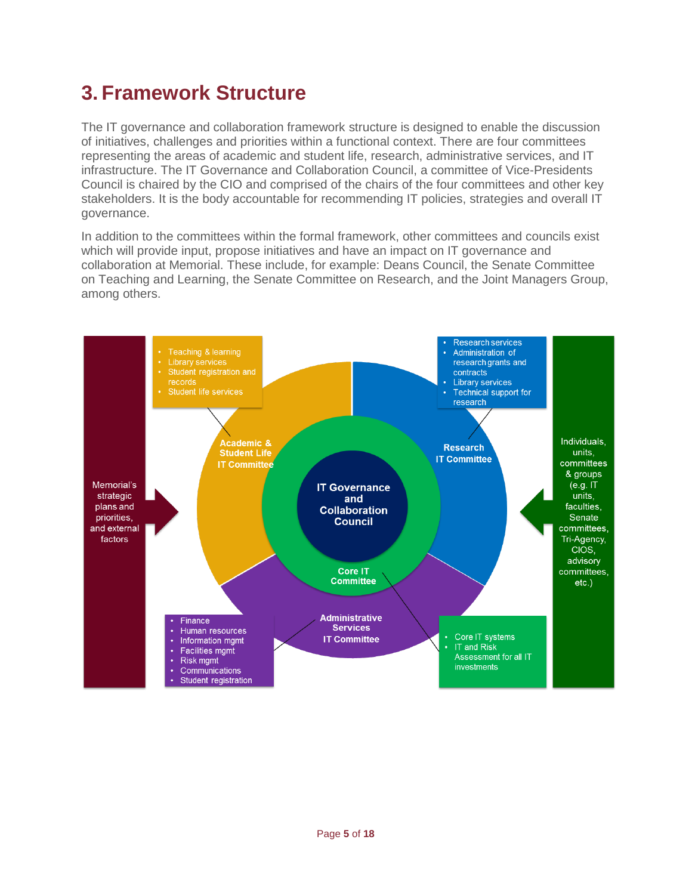# 3. Framework Structure

The IT governance and collaboration framework structure is designed to enable the discussion of initiatives, challenges and priorities within a functional context. There are four committees representing the areas of academic and student life, research, administrative services, and IT infrastructure. The IT Governance and Collaboration Council, a committee of Vice-Presidents Council is chaired by the CIO and comprised of the chairs of the four committees and other key stakeholders. It is the body accountable for recommending IT policies, strategies and overall IT governance.

In addition to the committees within the formal framework, other committees and councils exist which will provide input, propose initiatives and have an impact on IT governance and collaboration at Memorial. These include, for example: Deans Council, the Senate Committee on Teaching and Learning, the Senate Committee on Research, and the Joint Managers Group, among others.

Memorial's strategic plans and priorities, and external factors

**IT Governance and Collaboration Council**

**Academic & Student Life IT Committee**

- Teaching & learning
- Library services
- Student registration and records
- Student life services

**Research IT Committee**

- Research services
- Administration of research grants and contracts
- Library services
- Technical support for research

**Administrative Services IT Committee**

- Finance
- Human resources
- Information mgmt
- Facilities mgmt
- Risk mgmt
- Communications
- Student registration

**Core IT Committee**

- Core IT systems
- IT and Risk Assessment for all IT investments

Individuals, units, committees & groups (e.g. IT units, faculties, Senate committees, Tri-Agency, CIOS, advisory committees, etc.)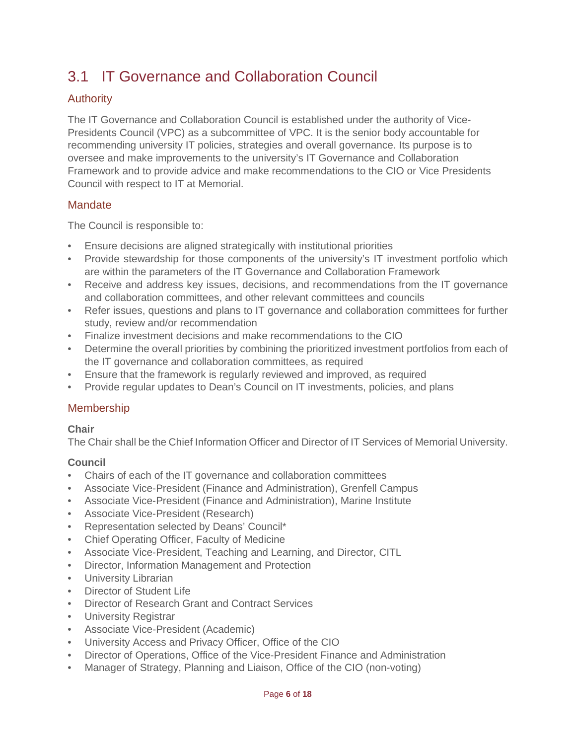## 3.1 IT Governance and Collaboration Council

### Authority

The IT Governance and Collaboration Council is established under the authority of Vice-Presidents Council (VPC) as a subcommittee of VPC. It is the senior body accountable for recommending university IT policies, strategies and overall governance. Its purpose is to oversee and make improvements to the university's IT Governance and Collaboration Framework and to provide advice and make recommendations to the CIO or Vice Presidents Council with respect to IT at Memorial.

### Mandate

The Council is responsible to:

- Ensure decisions are aligned strategically with institutional priorities
- Provide stewardship for those components of the university's IT investment portfolio which are within the parameters of the IT Governance and Collaboration Framework
- Receive and address key issues, decisions, and recommendations from the IT governance and collaboration committees, and other relevant committees and councils
- Refer issues, questions and plans to IT governance and collaboration committees for further study, review and/or recommendation
- Finalize investment decisions and make recommendations to the CIO
- Determine the overall priorities by combining the prioritized investment portfolios from each of the IT governance and collaboration committees, as required
- Ensure that the framework is regularly reviewed and improved, as required
- Provide regular updates to Dean's Council on IT investments, policies, and plans

### Membership

**Chair**
The Chair shall be the Chief Information Officer and Director of IT Services of Memorial University.

**Council**

- Chairs of each of the IT governance and collaboration committees
- Associate Vice-President (Finance and Administration), Grenfell Campus
- Associate Vice-President (Finance and Administration), Marine Institute
- Associate Vice-President (Research)
- Representation selected by Deans' Council*
- Chief Operating Officer, Faculty of Medicine
- Associate Vice-President, Teaching and Learning, and Director, CITL
- Director, Information Management and Protection
- University Librarian
- Director of Student Life
- Director of Research Grant and Contract Services
- University Registrar
- Associate Vice-President (Academic)
- University Access and Privacy Officer, Office of the CIO
- Director of Operations, Office of the Vice-President Finance and Administration
- Manager of Strategy, Planning and Liaison, Office of the CIO (non-voting)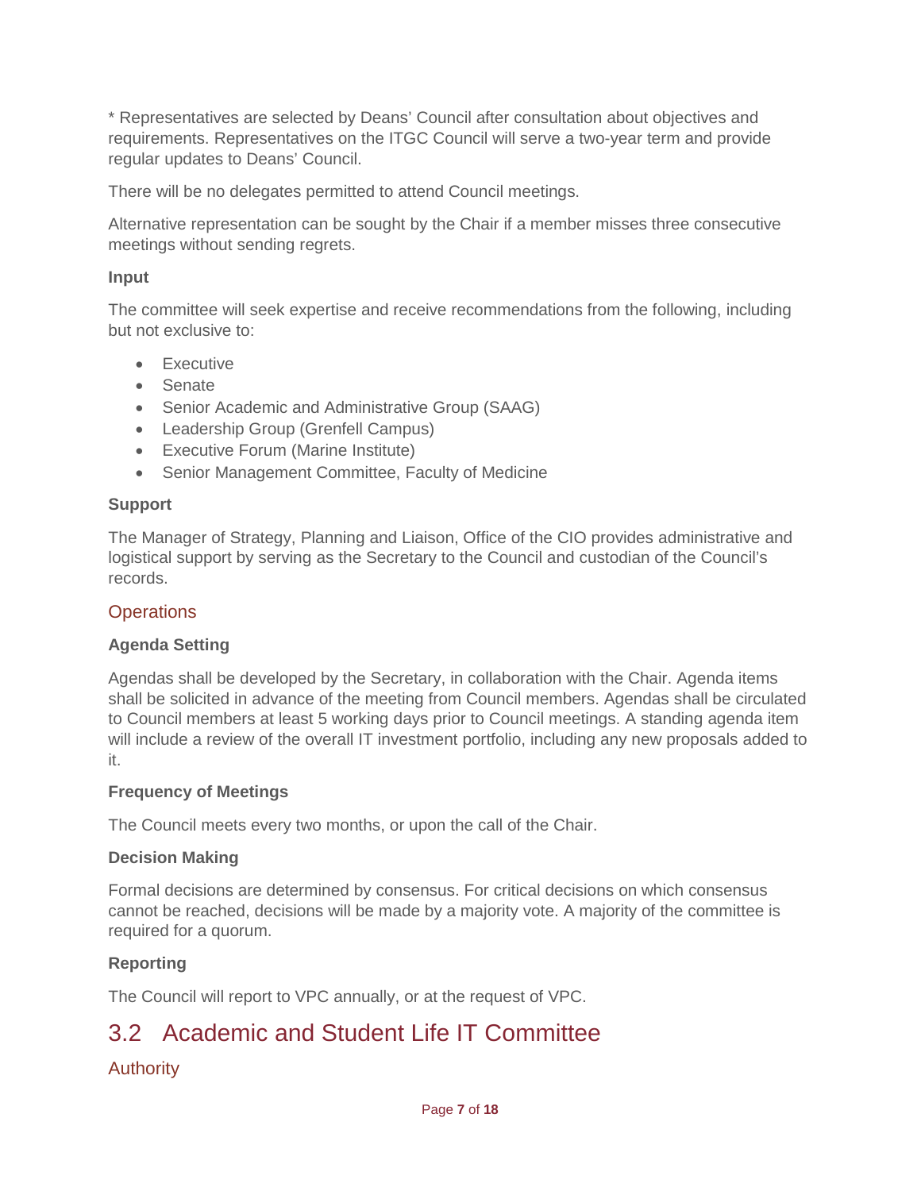* Representatives are selected by Deans' Council after consultation about objectives and requirements. Representatives on the ITGC Council will serve a two-year term and provide regular updates to Deans' Council.

There will be no delegates permitted to attend Council meetings.

Alternative representation can be sought by the Chair if a member misses three consecutive meetings without sending regrets.

**Input**

The committee will seek expertise and receive recommendations from the following, including but not exclusive to:

- Executive
- Senate
- Senior Academic and Administrative Group (SAAG)
- Leadership Group (Grenfell Campus)
- Executive Forum (Marine Institute)
- Senior Management Committee, Faculty of Medicine

**Support**

The Manager of Strategy, Planning and Liaison, Office of the CIO provides administrative and logistical support by serving as the Secretary to the Council and custodian of the Council's records.

### Operations

**Agenda Setting**

Agendas shall be developed by the Secretary, in collaboration with the Chair. Agenda items shall be solicited in advance of the meeting from Council members. Agendas shall be circulated to Council members at least 5 working days prior to Council meetings. A standing agenda item will include a review of the overall IT investment portfolio, including any new proposals added to it.

**Frequency of Meetings**

The Council meets every two months, or upon the call of the Chair.

**Decision Making**

Formal decisions are determined by consensus. For critical decisions on which consensus cannot be reached, decisions will be made by a majority vote. A majority of the committee is required for a quorum.

**Reporting**

The Council will report to VPC annually, or at the request of VPC.

## 3.2 Academic and Student Life IT Committee

### Authority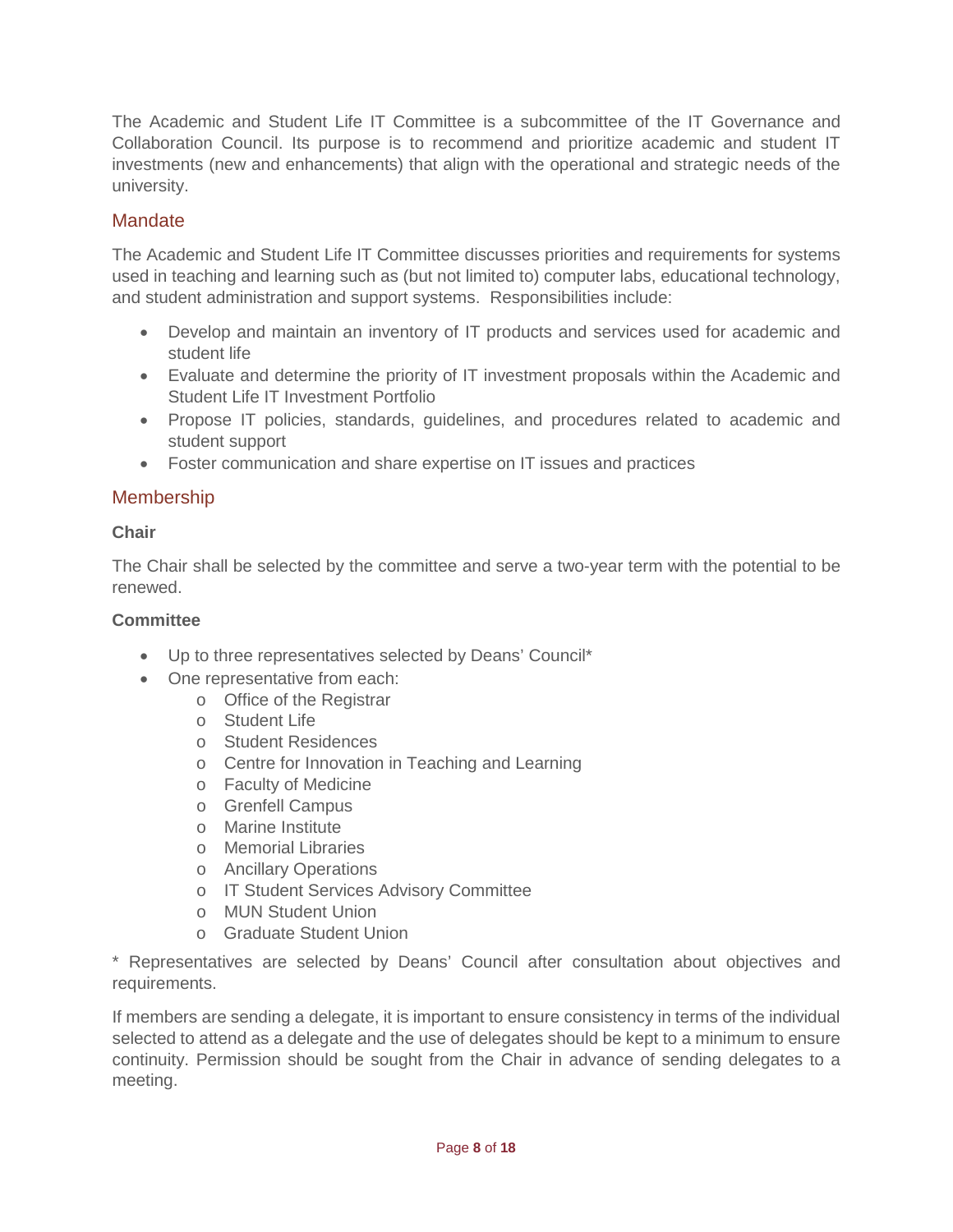The Academic and Student Life IT Committee is a subcommittee of the IT Governance and Collaboration Council. Its purpose is to recommend and prioritize academic and student IT investments (new and enhancements) that align with the operational and strategic needs of the university.

## Mandate

The Academic and Student Life IT Committee discusses priorities and requirements for systems used in teaching and learning such as (but not limited to) computer labs, educational technology, and student administration and support systems. Responsibilities include:

- Develop and maintain an inventory of IT products and services used for academic and student life
- Evaluate and determine the priority of IT investment proposals within the Academic and Student Life IT Investment Portfolio
- Propose IT policies, standards, guidelines, and procedures related to academic and student support
- Foster communication and share expertise on IT issues and practices

## Membership

**Chair**

The Chair shall be selected by the committee and serve a two-year term with the potential to be renewed.

**Committee**

- Up to three representatives selected by Deans' Council*
- One representative from each:
  - Office of the Registrar
  - Student Life
  - Student Residences
  - Centre for Innovation in Teaching and Learning
  - Faculty of Medicine
  - Grenfell Campus
  - Marine Institute
  - Memorial Libraries
  - Ancillary Operations
  - IT Student Services Advisory Committee
  - MUN Student Union
  - Graduate Student Union

* Representatives are selected by Deans' Council after consultation about objectives and requirements.

If members are sending a delegate, it is important to ensure consistency in terms of the individual selected to attend as a delegate and the use of delegates should be kept to a minimum to ensure continuity. Permission should be sought from the Chair in advance of sending delegates to a meeting.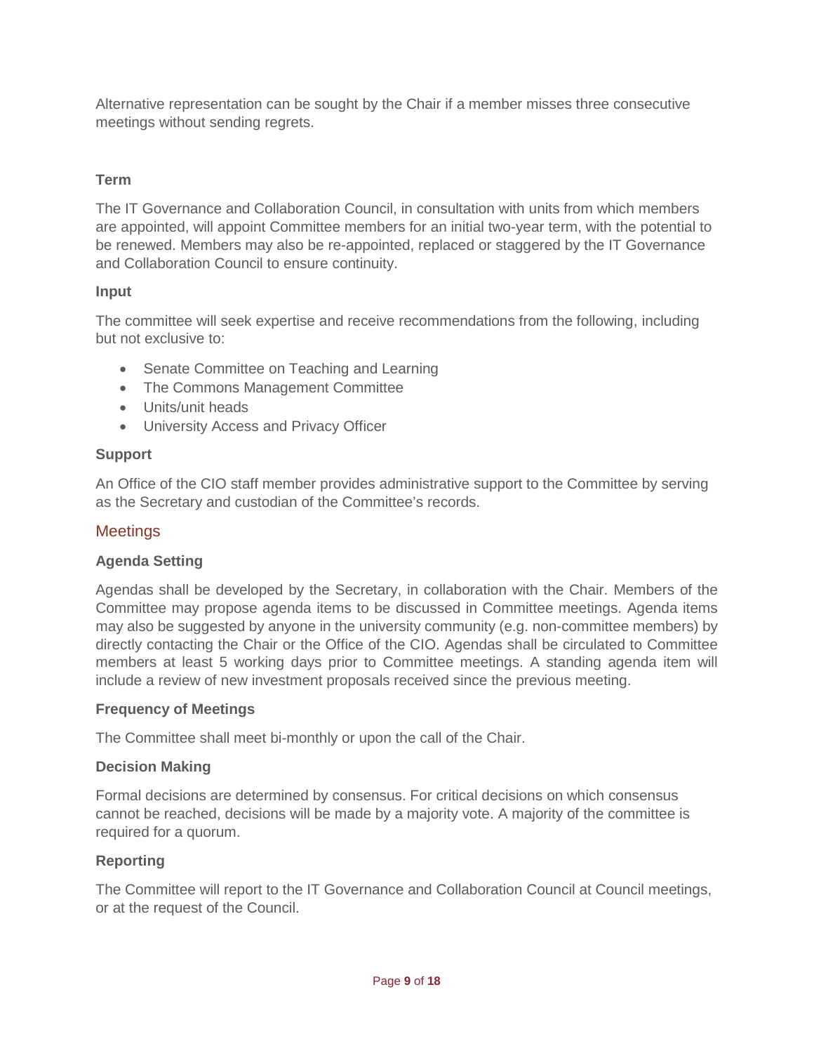Alternative representation can be sought by the Chair if a member misses three consecutive meetings without sending regrets.

### Term

The IT Governance and Collaboration Council, in consultation with units from which members are appointed, will appoint Committee members for an initial two-year term, with the potential to be renewed. Members may also be re-appointed, replaced or staggered by the IT Governance and Collaboration Council to ensure continuity.

### Input

The committee will seek expertise and receive recommendations from the following, including but not exclusive to:

- Senate Committee on Teaching and Learning
- The Commons Management Committee
- Units/unit heads
- University Access and Privacy Officer

### Support

An Office of the CIO staff member provides administrative support to the Committee by serving as the Secretary and custodian of the Committee's records.

## Meetings

### Agenda Setting

Agendas shall be developed by the Secretary, in collaboration with the Chair. Members of the Committee may propose agenda items to be discussed in Committee meetings. Agenda items may also be suggested by anyone in the university community (e.g. non-committee members) by directly contacting the Chair or the Office of the CIO. Agendas shall be circulated to Committee members at least 5 working days prior to Committee meetings. A standing agenda item will include a review of new investment proposals received since the previous meeting.

### Frequency of Meetings

The Committee shall meet bi-monthly or upon the call of the Chair.

### Decision Making

Formal decisions are determined by consensus. For critical decisions on which consensus cannot be reached, decisions will be made by a majority vote. A majority of the committee is required for a quorum.

### Reporting

The Committee will report to the IT Governance and Collaboration Council at Council meetings, or at the request of the Council.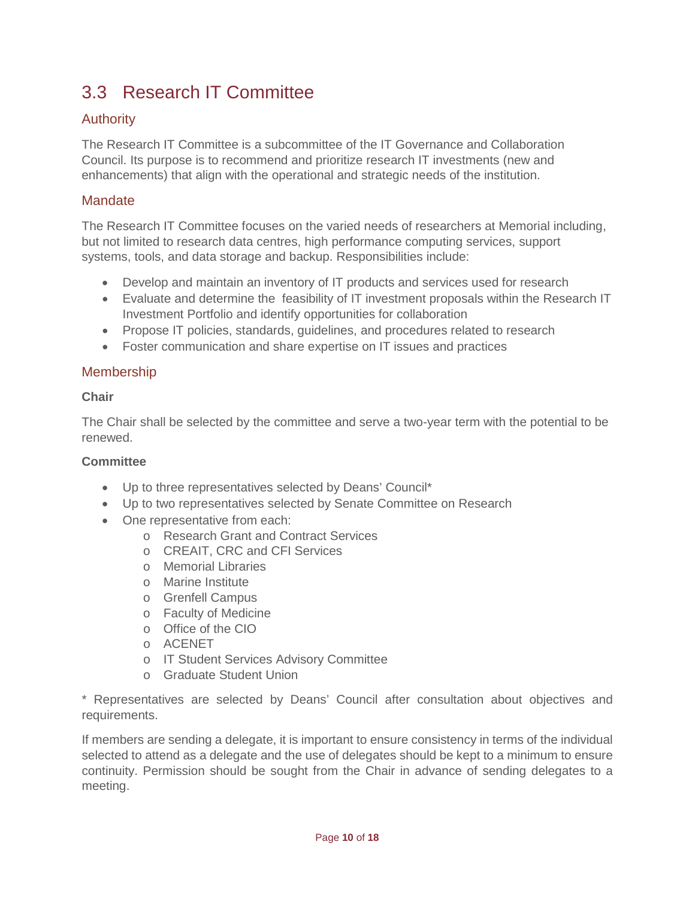## 3.3 Research IT Committee

### Authority

The Research IT Committee is a subcommittee of the IT Governance and Collaboration Council. Its purpose is to recommend and prioritize research IT investments (new and enhancements) that align with the operational and strategic needs of the institution.

### Mandate

The Research IT Committee focuses on the varied needs of researchers at Memorial including, but not limited to research data centres, high performance computing services, support systems, tools, and data storage and backup. Responsibilities include:

- Develop and maintain an inventory of IT products and services used for research
- Evaluate and determine the feasibility of IT investment proposals within the Research IT Investment Portfolio and identify opportunities for collaboration
- Propose IT policies, standards, guidelines, and procedures related to research
- Foster communication and share expertise on IT issues and practices

### Membership

**Chair**

The Chair shall be selected by the committee and serve a two-year term with the potential to be renewed.

**Committee**

- Up to three representatives selected by Deans' Council*
- Up to two representatives selected by Senate Committee on Research
- One representative from each:
  - Research Grant and Contract Services
  - CREAIT, CRC and CFI Services
  - Memorial Libraries
  - Marine Institute
  - Grenfell Campus
  - Faculty of Medicine
  - Office of the CIO
  - ACENET
  - IT Student Services Advisory Committee
  - Graduate Student Union

* Representatives are selected by Deans' Council after consultation about objectives and requirements.

If members are sending a delegate, it is important to ensure consistency in terms of the individual selected to attend as a delegate and the use of delegates should be kept to a minimum to ensure continuity. Permission should be sought from the Chair in advance of sending delegates to a meeting.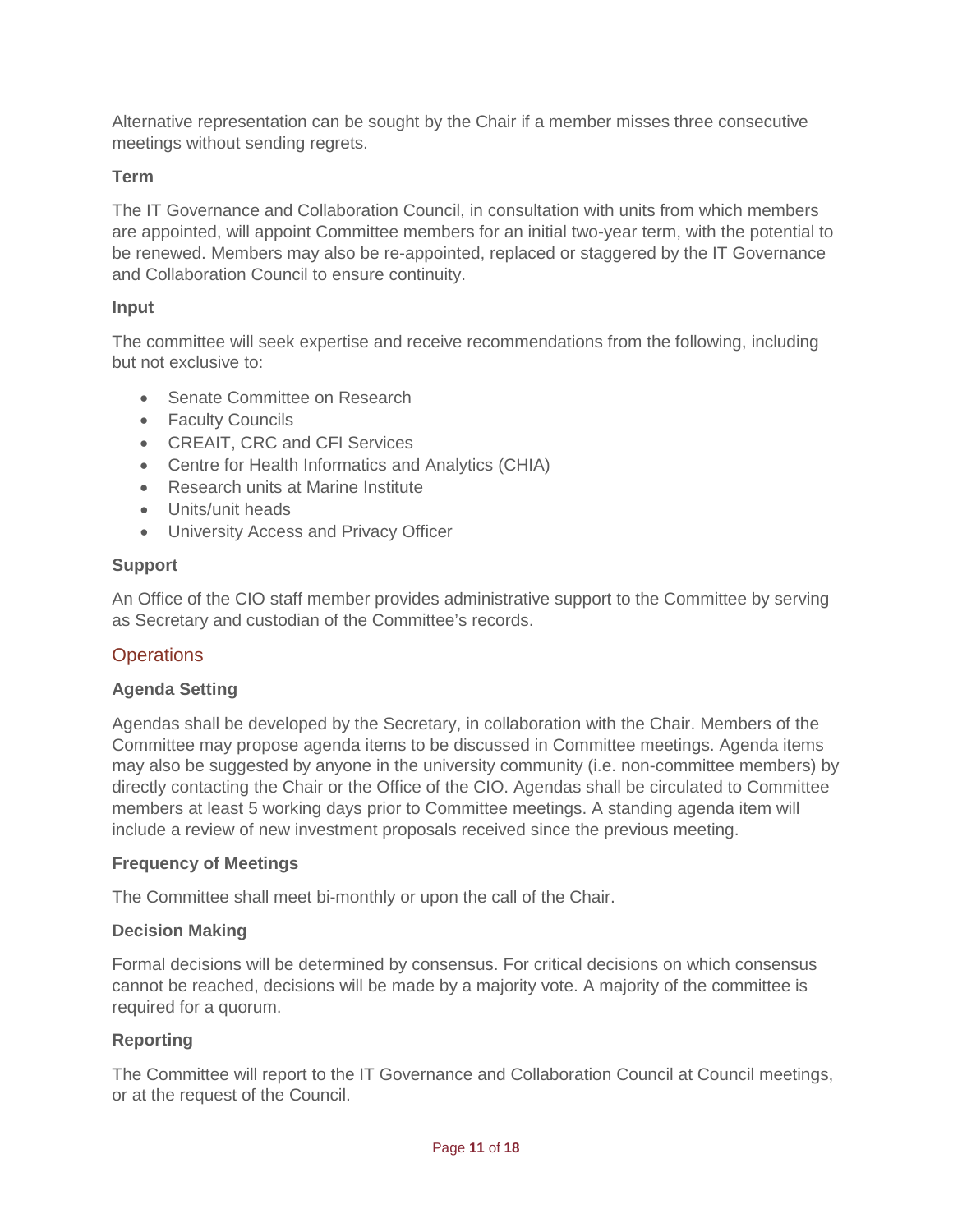Alternative representation can be sought by the Chair if a member misses three consecutive meetings without sending regrets.

**Term**

The IT Governance and Collaboration Council, in consultation with units from which members are appointed, will appoint Committee members for an initial two-year term, with the potential to be renewed. Members may also be re-appointed, replaced or staggered by the IT Governance and Collaboration Council to ensure continuity.

**Input**

The committee will seek expertise and receive recommendations from the following, including but not exclusive to:

- Senate Committee on Research
- Faculty Councils
- CREAIT, CRC and CFI Services
- Centre for Health Informatics and Analytics (CHIA)
- Research units at Marine Institute
- Units/unit heads
- University Access and Privacy Officer

**Support**

An Office of the CIO staff member provides administrative support to the Committee by serving as Secretary and custodian of the Committee's records.

## Operations

**Agenda Setting**

Agendas shall be developed by the Secretary, in collaboration with the Chair. Members of the Committee may propose agenda items to be discussed in Committee meetings. Agenda items may also be suggested by anyone in the university community (i.e. non-committee members) by directly contacting the Chair or the Office of the CIO. Agendas shall be circulated to Committee members at least 5 working days prior to Committee meetings. A standing agenda item will include a review of new investment proposals received since the previous meeting.

**Frequency of Meetings**

The Committee shall meet bi-monthly or upon the call of the Chair.

**Decision Making**

Formal decisions will be determined by consensus. For critical decisions on which consensus cannot be reached, decisions will be made by a majority vote. A majority of the committee is required for a quorum.

**Reporting**

The Committee will report to the IT Governance and Collaboration Council at Council meetings, or at the request of the Council.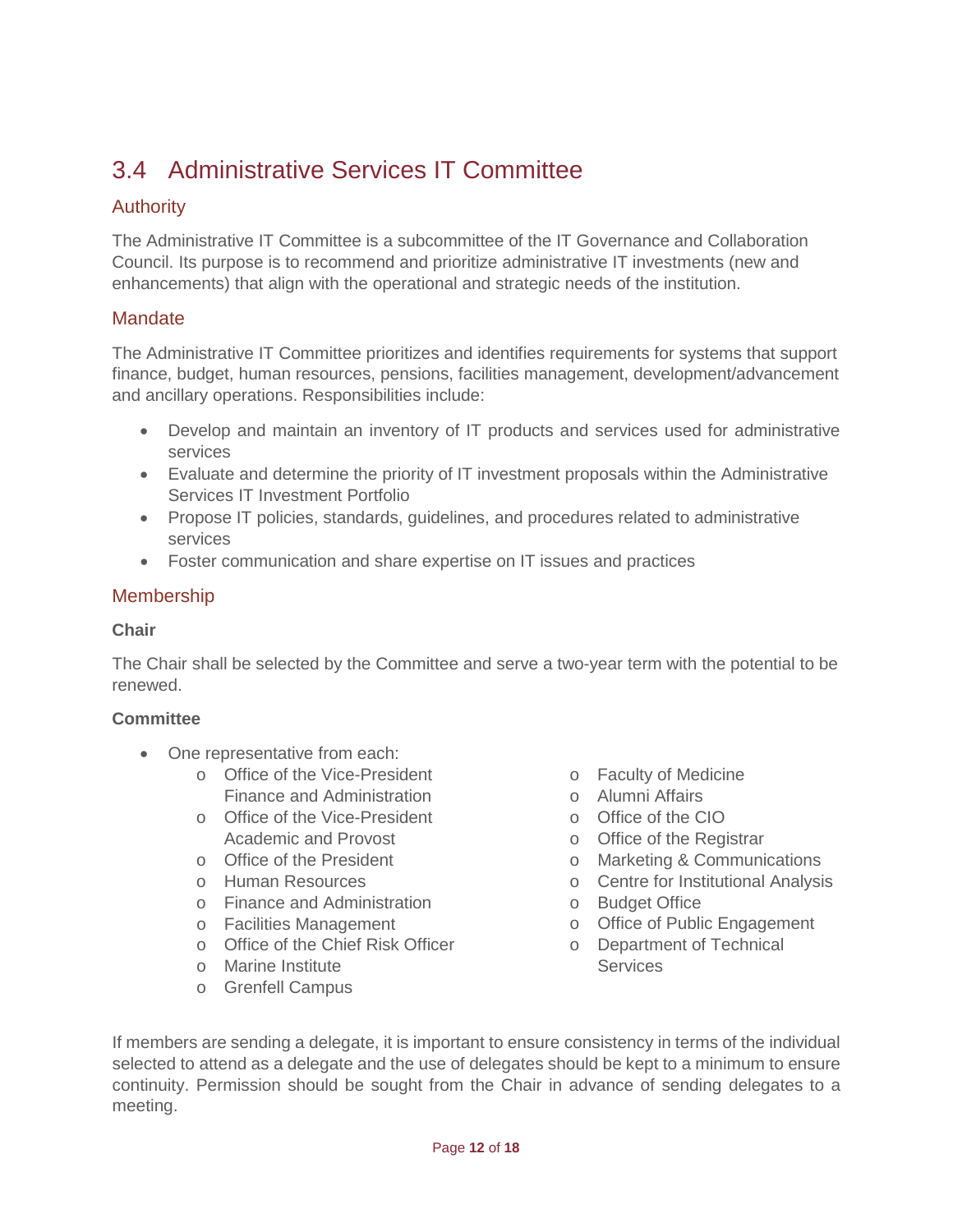## 3.4 Administrative Services IT Committee

### Authority

The Administrative IT Committee is a subcommittee of the IT Governance and Collaboration Council. Its purpose is to recommend and prioritize administrative IT investments (new and enhancements) that align with the operational and strategic needs of the institution.

### Mandate

The Administrative IT Committee prioritizes and identifies requirements for systems that support finance, budget, human resources, pensions, facilities management, development/advancement and ancillary operations. Responsibilities include:

- Develop and maintain an inventory of IT products and services used for administrative services
- Evaluate and determine the priority of IT investment proposals within the Administrative Services IT Investment Portfolio
- Propose IT policies, standards, guidelines, and procedures related to administrative services
- Foster communication and share expertise on IT issues and practices

### Membership

**Chair**

The Chair shall be selected by the Committee and serve a two-year term with the potential to be renewed.

**Committee**

- One representative from each:
  - Office of the Vice-President Finance and Administration
  - Office of the Vice-President Academic and Provost
  - Office of the President
  - Human Resources
  - Finance and Administration
  - Facilities Management
  - Office of the Chief Risk Officer
  - Marine Institute
  - Grenfell Campus
  - Faculty of Medicine
  - Alumni Affairs
  - Office of the CIO
  - Office of the Registrar
  - Marketing & Communications
  - Centre for Institutional Analysis
  - Budget Office
  - Office of Public Engagement
  - Department of Technical Services

If members are sending a delegate, it is important to ensure consistency in terms of the individual selected to attend as a delegate and the use of delegates should be kept to a minimum to ensure continuity. Permission should be sought from the Chair in advance of sending delegates to a meeting.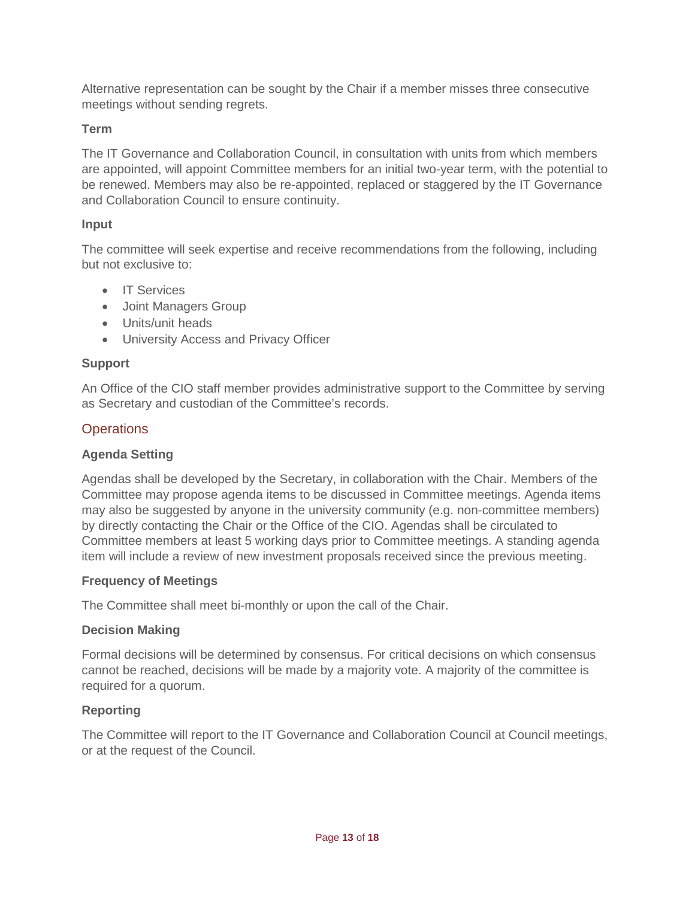Alternative representation can be sought by the Chair if a member misses three consecutive meetings without sending regrets.

**Term**

The IT Governance and Collaboration Council, in consultation with units from which members are appointed, will appoint Committee members for an initial two-year term, with the potential to be renewed. Members may also be re-appointed, replaced or staggered by the IT Governance and Collaboration Council to ensure continuity.

**Input**

The committee will seek expertise and receive recommendations from the following, including but not exclusive to:

- IT Services
- Joint Managers Group
- Units/unit heads
- University Access and Privacy Officer

**Support**

An Office of the CIO staff member provides administrative support to the Committee by serving as Secretary and custodian of the Committee's records.

## Operations

**Agenda Setting**

Agendas shall be developed by the Secretary, in collaboration with the Chair. Members of the Committee may propose agenda items to be discussed in Committee meetings. Agenda items may also be suggested by anyone in the university community (e.g. non-committee members) by directly contacting the Chair or the Office of the CIO. Agendas shall be circulated to Committee members at least 5 working days prior to Committee meetings. A standing agenda item will include a review of new investment proposals received since the previous meeting.

**Frequency of Meetings**

The Committee shall meet bi-monthly or upon the call of the Chair.

**Decision Making**

Formal decisions will be determined by consensus. For critical decisions on which consensus cannot be reached, decisions will be made by a majority vote. A majority of the committee is required for a quorum.

**Reporting**

The Committee will report to the IT Governance and Collaboration Council at Council meetings, or at the request of the Council.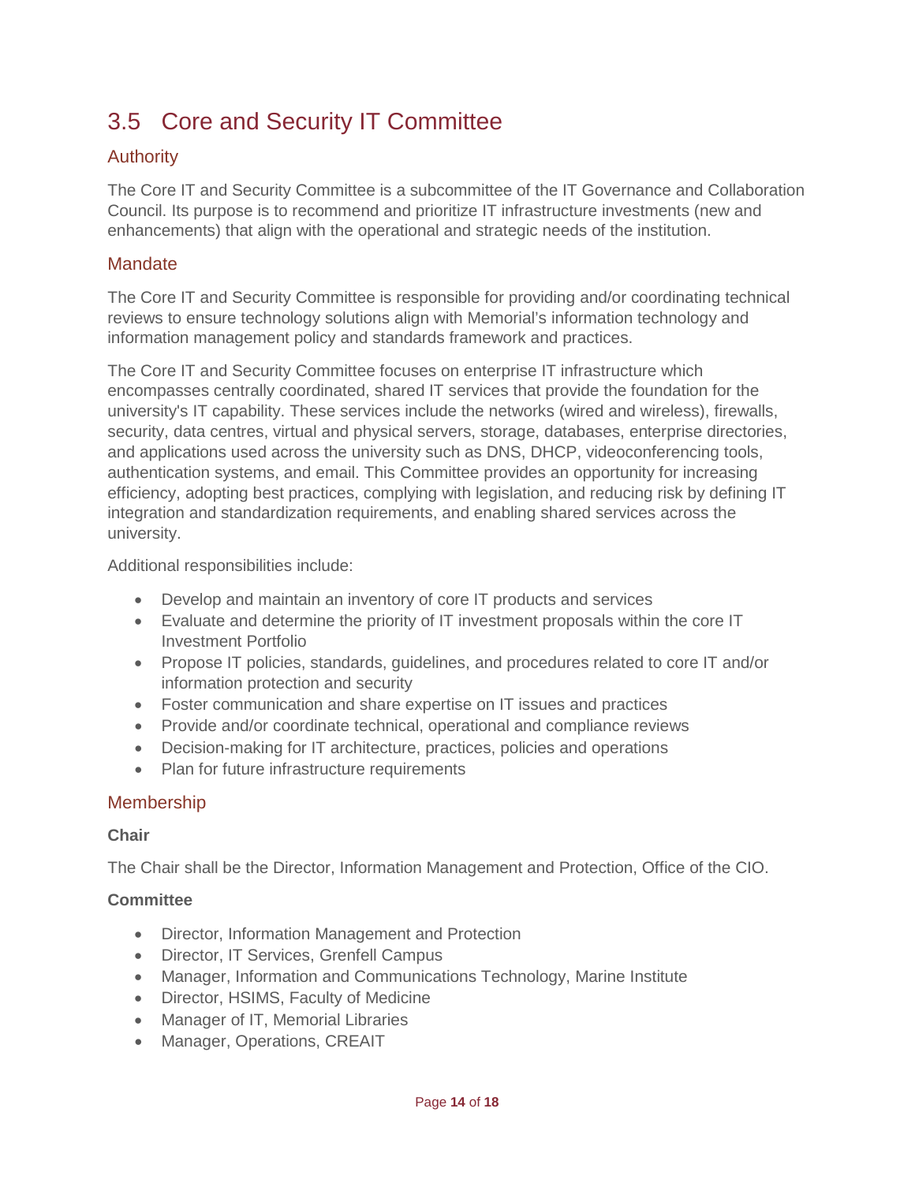## 3.5 Core and Security IT Committee

### Authority

The Core IT and Security Committee is a subcommittee of the IT Governance and Collaboration Council. Its purpose is to recommend and prioritize IT infrastructure investments (new and enhancements) that align with the operational and strategic needs of the institution.

### Mandate

The Core IT and Security Committee is responsible for providing and/or coordinating technical reviews to ensure technology solutions align with Memorial's information technology and information management policy and standards framework and practices.

The Core IT and Security Committee focuses on enterprise IT infrastructure which encompasses centrally coordinated, shared IT services that provide the foundation for the university's IT capability. These services include the networks (wired and wireless), firewalls, security, data centres, virtual and physical servers, storage, databases, enterprise directories, and applications used across the university such as DNS, DHCP, videoconferencing tools, authentication systems, and email. This Committee provides an opportunity for increasing efficiency, adopting best practices, complying with legislation, and reducing risk by defining IT integration and standardization requirements, and enabling shared services across the university.

Additional responsibilities include:

- Develop and maintain an inventory of core IT products and services
- Evaluate and determine the priority of IT investment proposals within the core IT Investment Portfolio
- Propose IT policies, standards, guidelines, and procedures related to core IT and/or information protection and security
- Foster communication and share expertise on IT issues and practices
- Provide and/or coordinate technical, operational and compliance reviews
- Decision-making for IT architecture, practices, policies and operations
- Plan for future infrastructure requirements

### Membership

**Chair**

The Chair shall be the Director, Information Management and Protection, Office of the CIO.

**Committee**

- Director, Information Management and Protection
- Director, IT Services, Grenfell Campus
- Manager, Information and Communications Technology, Marine Institute
- Director, HSIMS, Faculty of Medicine
- Manager of IT, Memorial Libraries
- Manager, Operations, CREAIT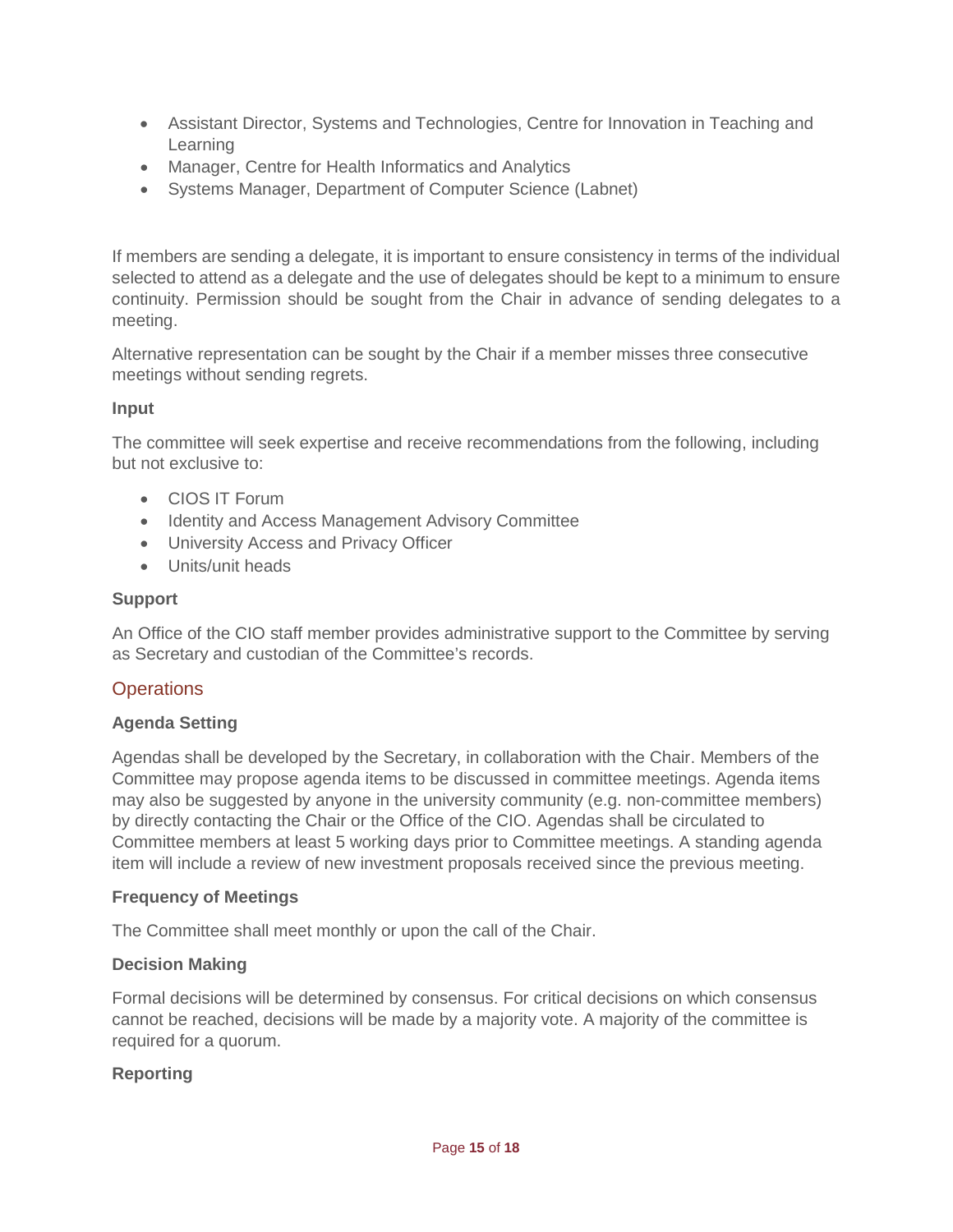- Assistant Director, Systems and Technologies, Centre for Innovation in Teaching and Learning
- Manager, Centre for Health Informatics and Analytics
- Systems Manager, Department of Computer Science (Labnet)

If members are sending a delegate, it is important to ensure consistency in terms of the individual selected to attend as a delegate and the use of delegates should be kept to a minimum to ensure continuity. Permission should be sought from the Chair in advance of sending delegates to a meeting.

Alternative representation can be sought by the Chair if a member misses three consecutive meetings without sending regrets.

**Input**

The committee will seek expertise and receive recommendations from the following, including but not exclusive to:

- CIOS IT Forum
- Identity and Access Management Advisory Committee
- University Access and Privacy Officer
- Units/unit heads

**Support**

An Office of the CIO staff member provides administrative support to the Committee by serving as Secretary and custodian of the Committee's records.

## Operations

**Agenda Setting**

Agendas shall be developed by the Secretary, in collaboration with the Chair. Members of the Committee may propose agenda items to be discussed in committee meetings. Agenda items may also be suggested by anyone in the university community (e.g. non-committee members) by directly contacting the Chair or the Office of the CIO. Agendas shall be circulated to Committee members at least 5 working days prior to Committee meetings. A standing agenda item will include a review of new investment proposals received since the previous meeting.

**Frequency of Meetings**

The Committee shall meet monthly or upon the call of the Chair.

**Decision Making**

Formal decisions will be determined by consensus. For critical decisions on which consensus cannot be reached, decisions will be made by a majority vote. A majority of the committee is required for a quorum.

**Reporting**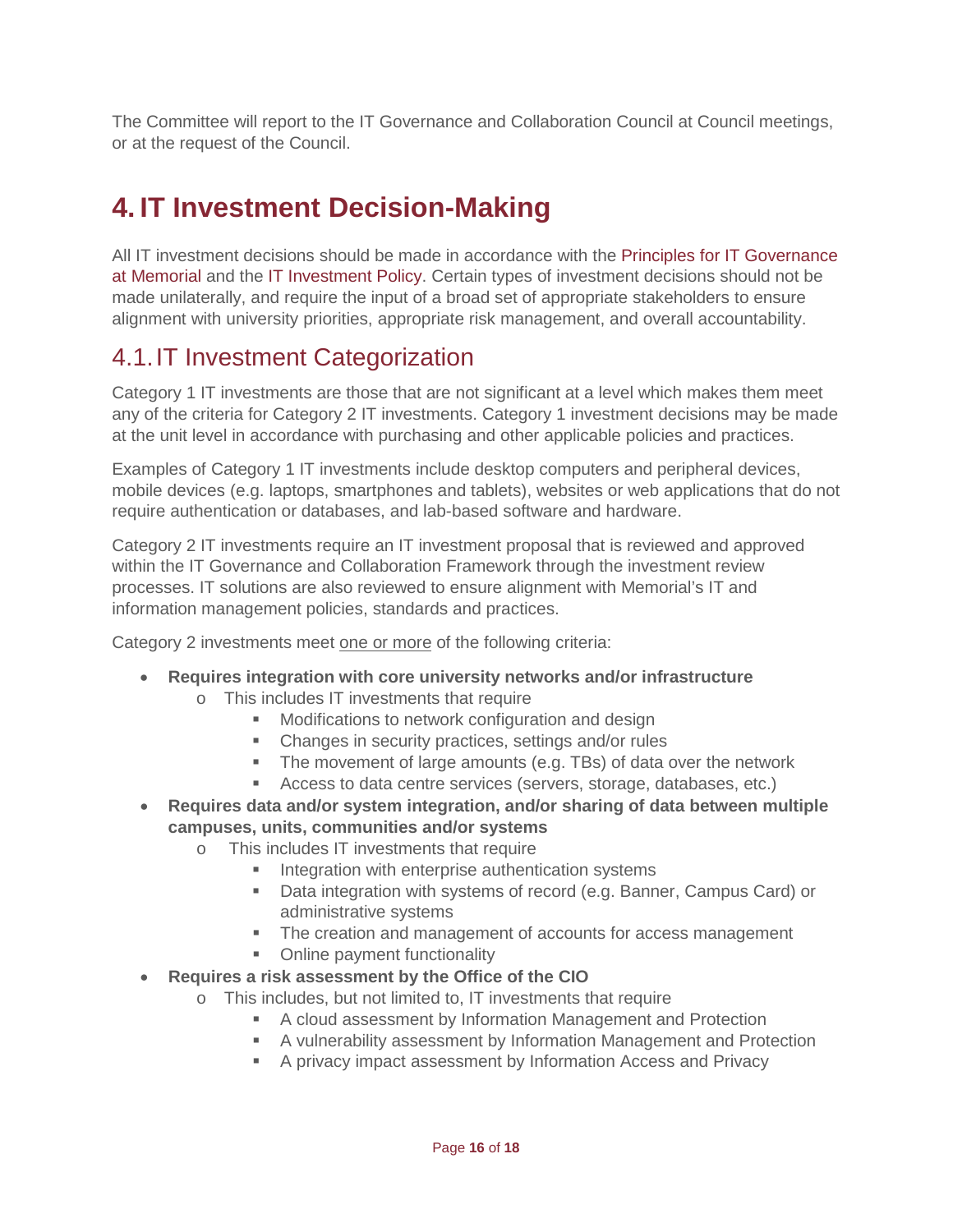The Committee will report to the IT Governance and Collaboration Council at Council meetings, or at the request of the Council.

# 4. IT Investment Decision-Making

All IT investment decisions should be made in accordance with the Principles for IT Governance at Memorial and the IT Investment Policy. Certain types of investment decisions should not be made unilaterally, and require the input of a broad set of appropriate stakeholders to ensure alignment with university priorities, appropriate risk management, and overall accountability.

## 4.1. IT Investment Categorization

Category 1 IT investments are those that are not significant at a level which makes them meet any of the criteria for Category 2 IT investments. Category 1 investment decisions may be made at the unit level in accordance with purchasing and other applicable policies and practices.

Examples of Category 1 IT investments include desktop computers and peripheral devices, mobile devices (e.g. laptops, smartphones and tablets), websites or web applications that do not require authentication or databases, and lab-based software and hardware.

Category 2 IT investments require an IT investment proposal that is reviewed and approved within the IT Governance and Collaboration Framework through the investment review processes. IT solutions are also reviewed to ensure alignment with Memorial's IT and information management policies, standards and practices.

Category 2 investments meet <u>one or more</u> of the following criteria:

- **Requires integration with core university networks and/or infrastructure**
  - This includes IT investments that require
    - Modifications to network configuration and design
    - Changes in security practices, settings and/or rules
    - The movement of large amounts (e.g. TBs) of data over the network
    - Access to data centre services (servers, storage, databases, etc.)
- **Requires data and/or system integration, and/or sharing of data between multiple campuses, units, communities and/or systems**
  - This includes IT investments that require
    - Integration with enterprise authentication systems
    - Data integration with systems of record (e.g. Banner, Campus Card) or administrative systems
    - The creation and management of accounts for access management
    - Online payment functionality
- **Requires a risk assessment by the Office of the CIO**
  - This includes, but not limited to, IT investments that require
    - A cloud assessment by Information Management and Protection
    - A vulnerability assessment by Information Management and Protection
    - A privacy impact assessment by Information Access and Privacy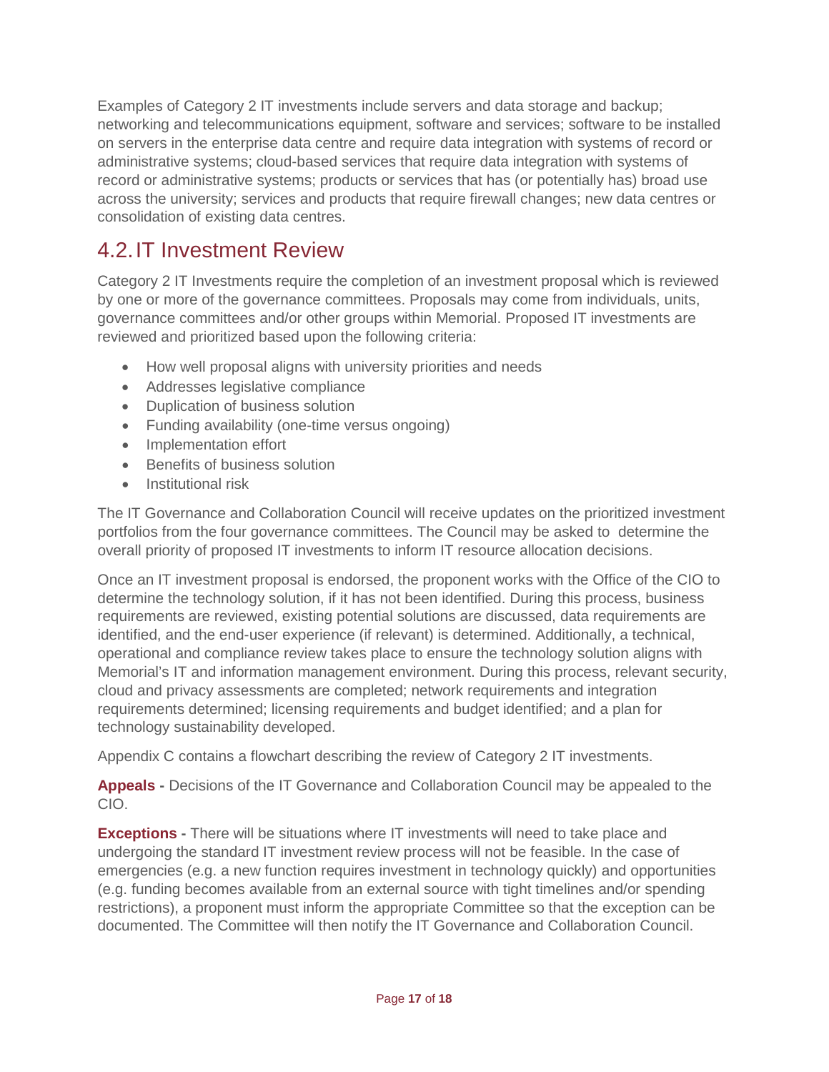Examples of Category 2 IT investments include servers and data storage and backup; networking and telecommunications equipment, software and services; software to be installed on servers in the enterprise data centre and require data integration with systems of record or administrative systems; cloud-based services that require data integration with systems of record or administrative systems; products or services that has (or potentially has) broad use across the university; services and products that require firewall changes; new data centres or consolidation of existing data centres.

## 4.2. IT Investment Review

Category 2 IT Investments require the completion of an investment proposal which is reviewed by one or more of the governance committees. Proposals may come from individuals, units, governance committees and/or other groups within Memorial. Proposed IT investments are reviewed and prioritized based upon the following criteria:

- How well proposal aligns with university priorities and needs
- Addresses legislative compliance
- Duplication of business solution
- Funding availability (one-time versus ongoing)
- Implementation effort
- Benefits of business solution
- Institutional risk

The IT Governance and Collaboration Council will receive updates on the prioritized investment portfolios from the four governance committees. The Council may be asked to determine the overall priority of proposed IT investments to inform IT resource allocation decisions.

Once an IT investment proposal is endorsed, the proponent works with the Office of the CIO to determine the technology solution, if it has not been identified. During this process, business requirements are reviewed, existing potential solutions are discussed, data requirements are identified, and the end-user experience (if relevant) is determined. Additionally, a technical, operational and compliance review takes place to ensure the technology solution aligns with Memorial's IT and information management environment. During this process, relevant security, cloud and privacy assessments are completed; network requirements and integration requirements determined; licensing requirements and budget identified; and a plan for technology sustainability developed.

Appendix C contains a flowchart describing the review of Category 2 IT investments.

**Appeals -** Decisions of the IT Governance and Collaboration Council may be appealed to the CIO.

**Exceptions -** There will be situations where IT investments will need to take place and undergoing the standard IT investment review process will not be feasible. In the case of emergencies (e.g. a new function requires investment in technology quickly) and opportunities (e.g. funding becomes available from an external source with tight timelines and/or spending restrictions), a proponent must inform the appropriate Committee so that the exception can be documented. The Committee will then notify the IT Governance and Collaboration Council.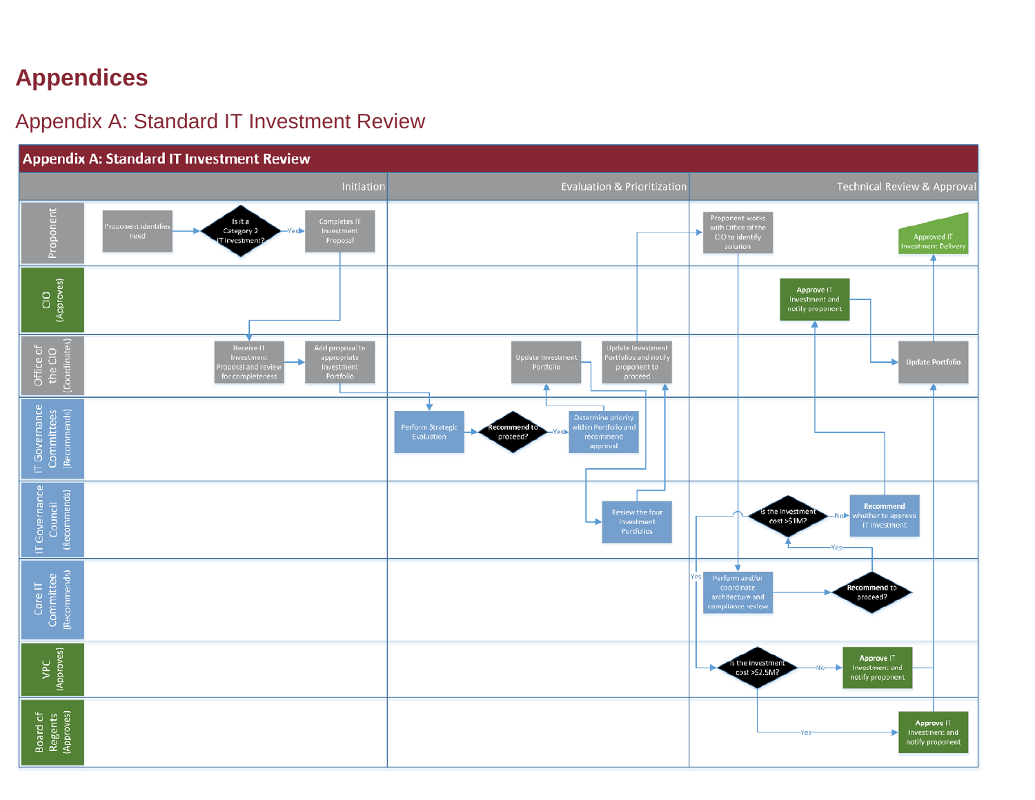# Appendices

## Appendix A: Standard IT Investment Review

Appendix A: Standard IT Investment Review

Initiation

Evaluation & Prioritization

Technical Review & Approval

Proponent

CIO (Approves)

Office of the CIO (Coordinates)

IT Governance Committees (Recommends)

IT Governance Council (Recommends)

Core IT Committee (Recommends)

VPC (Approves)

Board of Regents (Approves)

Proponent identifies need

Is it a Category 2 IT investment?

Yes

Completes IT Investment Proposal

Receive IT Investment Proposal and review for completeness

Add proposal to appropriate Investment Portfolio

Perform Strategic Evaluation

Recommend to proceed?

Yes

Determine priority within Portfolio and recommend approval

Update Investment Portfolio

Review the four Investment Portfolios

Update Investment Portfolios and notify proponent to proceed

Proponent works with Office of the CIO to identify solution

Perform and/or coordinate architecture and compliance review

Recommend to proceed?

Yes

Is the investment cost >$1M?

No

Recommend whether to approve IT investment

Approve IT Investment and notify proponent

Yes

Is the investment cost >$2.5M?

No

Approve IT Investment and notify proponent

Yes

Approve IT Investment and notify proponent

Update Portfolio

Approved IT Investment Delivery